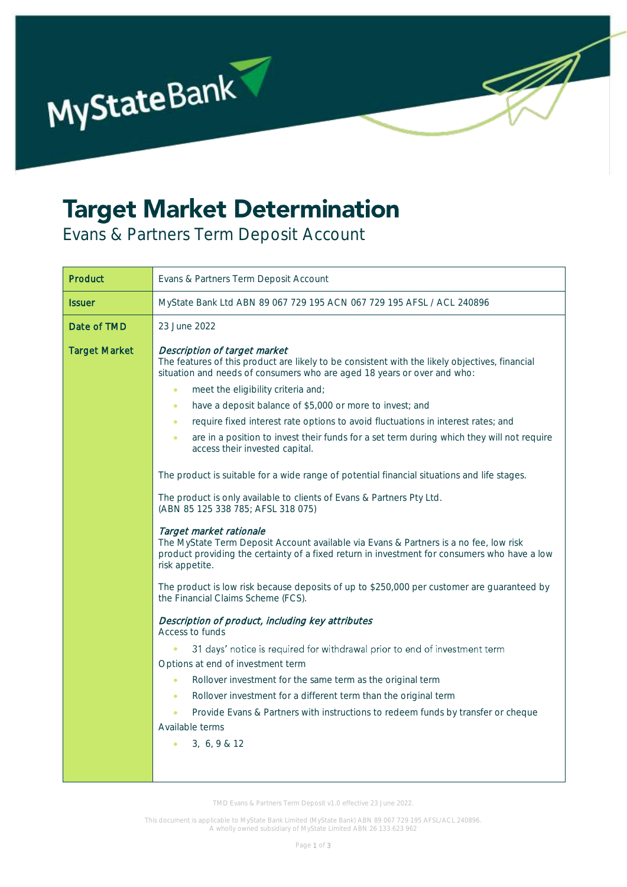# Target Market Determination

Evans & Partners Term Deposit Account

| | |
|---|---|
| **Product** | Evans & Partners Term Deposit Account |
| **Issuer** | MyState Bank Ltd ABN 89 067 729 195 ACN 067 729 195 AFSL / ACL 240896 |
| **Date of TMD** | 23 June 2022 |
| **Target Market** | *Description of target market*<br>The features of this product are likely to be consistent with the likely objectives, financial situation and needs of consumers who are aged 18 years or over and who:<br>• meet the eligibility criteria and;<br>• have a deposit balance of $5,000 or more to invest; and<br>• require fixed interest rate options to avoid fluctuations in interest rates; and<br>• are in a position to invest their funds for a set term during which they will not require access their invested capital.<br><br>The product is suitable for a wide range of potential financial situations and life stages.<br><br>The product is only available to clients of Evans & Partners Pty Ltd. (ABN 85 125 338 785; AFSL 318 075)<br><br>*Target market rationale*<br>The MyState Term Deposit Account available via Evans & Partners is a no fee, low risk product providing the certainty of a fixed return in investment for consumers who have a low risk appetite.<br><br>The product is low risk because deposits of up to $250,000 per customer are guaranteed by the Financial Claims Scheme (FCS).<br><br>*Description of product, including key attributes*<br>Access to funds<br>• 31 days' notice is required for withdrawal prior to end of investment term<br>Options at end of investment term<br>• Rollover investment for the same term as the original term<br>• Rollover investment for a different term than the original term<br>• Provide Evans & Partners with instructions to redeem funds by transfer or cheque<br>Available terms<br>• 3, 6, 9 & 12 |

TMD Evans & Partners Term Deposit v1.0 effective 23 June 2022.

This document is applicable to MyState Bank Limited (MyState Bank) ABN 89 067 729 195 AFSL/ACL 240896.
A wholly owned subsidiary of MyState Limited ABN 26 133 623 962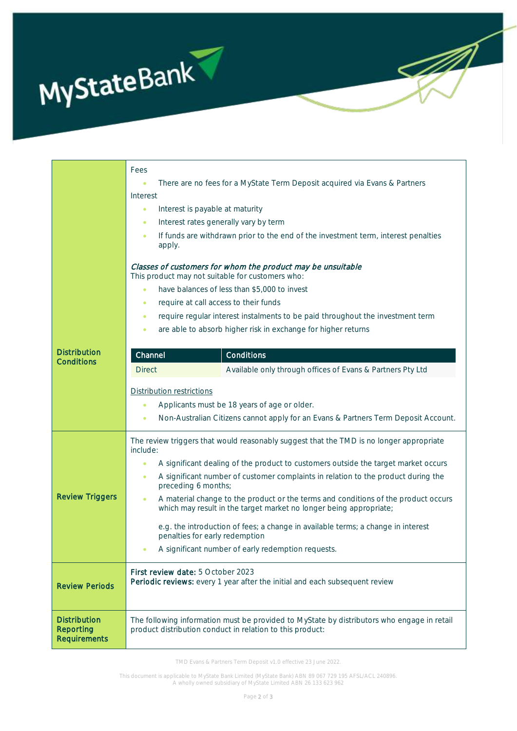| | |
|---|---|
| **Distribution Conditions** | Fees<br>• There are no fees for a MyState Term Deposit acquired via Evans & Partners<br>Interest<br>• Interest is payable at maturity<br>• Interest rates generally vary by term<br>• If funds are withdrawn prior to the end of the investment term, interest penalties apply.<br><br>*Classes of customers for whom the product may be unsuitable*<br>This product may not suitable for customers who:<br>• have balances of less than $5,000 to invest<br>• require at call access to their funds<br>• require regular interest instalments to be paid throughout the investment term<br>• are able to absorb higher risk in exchange for higher returns<br><br>**Channel**: Direct — **Conditions**: Available only through offices of Evans & Partners Pty Ltd<br><br>Distribution restrictions<br>• Applicants must be 18 years of age or older.<br>• Non-Australian Citizens cannot apply for an Evans & Partners Term Deposit Account. |
| **Review Triggers** | The review triggers that would reasonably suggest that the TMD is no longer appropriate include:<br>• A significant dealing of the product to customers outside the target market occurs<br>• A significant number of customer complaints in relation to the product during the preceding 6 months;<br>• A material change to the product or the terms and conditions of the product occurs which may result in the target market no longer being appropriate;<br><br>e.g. the introduction of fees; a change in available terms; a change in interest penalties for early redemption<br>• A significant number of early redemption requests. |
| **Review Periods** | **First review date:** 5 October 2023<br>**Periodic reviews:** every 1 year after the initial and each subsequent review |
| **Distribution Reporting Requirements** | The following information must be provided to MyState by distributors who engage in retail product distribution conduct in relation to this product: |

TMD Evans & Partners Term Deposit v1.0 effective 23 June 2022.

This document is applicable to MyState Bank Limited (MyState Bank) ABN 89 067 729 195 AFSL/ACL 240896.
A wholly owned subsidiary of MyState Limited ABN 26 133 623 962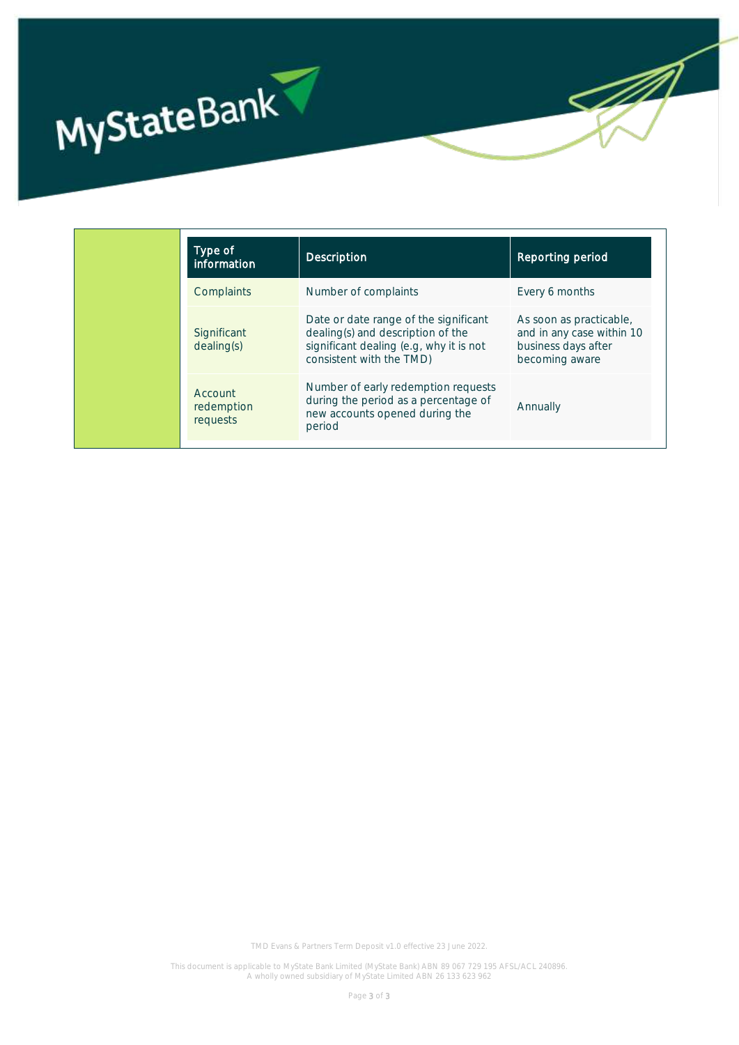| Type of information | Description | Reporting period |
|---|---|---|
| Complaints | Number of complaints | Every 6 months |
| Significant dealing(s) | Date or date range of the significant dealing(s) and description of the significant dealing (e.g, why it is not consistent with the TMD) | As soon as practicable, and in any case within 10 business days after becoming aware |
| Account redemption requests | Number of early redemption requests during the period as a percentage of new accounts opened during the period | Annually |

TMD Evans & Partners Term Deposit v1.0 effective 23 June 2022.

This document is applicable to MyState Bank Limited (MyState Bank) ABN 89 067 729 195 AFSL/ACL 240896.
A wholly owned subsidiary of MyState Limited ABN 26 133 623 962